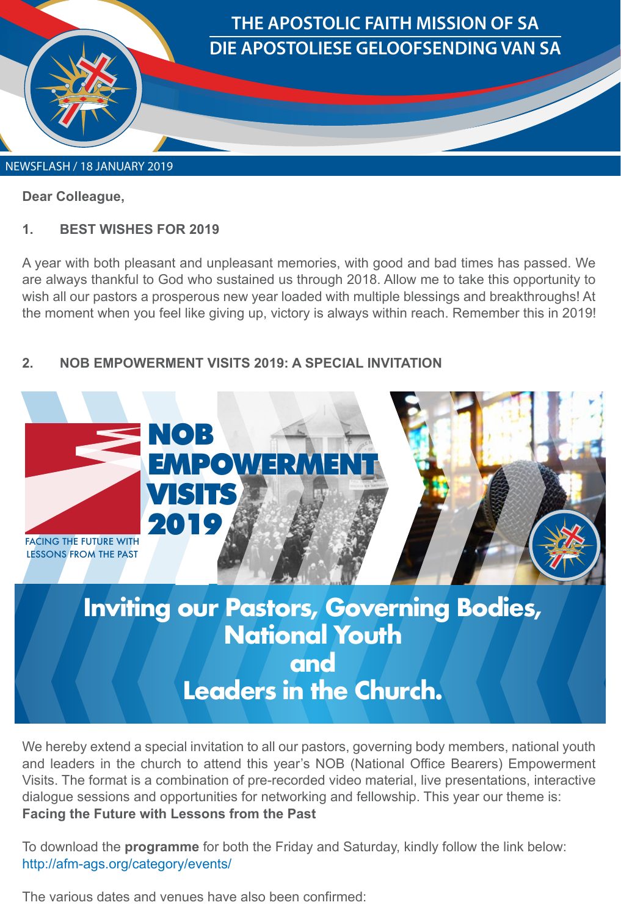# THE APOSTOLIC FAITH MISSION OF SA
# DIE APOSTOLIESE GELOOFSENDING VAN SA

NEWSFLASH / 18 JANUARY 2019

**Dear Colleague,**

## 1. BEST WISHES FOR 2019

A year with both pleasant and unpleasant memories, with good and bad times has passed. We are always thankful to God who sustained us through 2018. Allow me to take this opportunity to wish all our pastors a prosperous new year loaded with multiple blessings and breakthroughs! At the moment when you feel like giving up, victory is always within reach. Remember this in 2019!

## 2. NOB EMPOWERMENT VISITS 2019: A SPECIAL INVITATION

**NOB EMPOWERMENT VISITS 2019**

FACING THE FUTURE WITH LESSONS FROM THE PAST

**Inviting our Pastors, Governing Bodies, National Youth and Leaders in the Church.**

We hereby extend a special invitation to all our pastors, governing body members, national youth and leaders in the church to attend this year's NOB (National Office Bearers) Empowerment Visits. The format is a combination of pre-recorded video material, live presentations, interactive dialogue sessions and opportunities for networking and fellowship. This year our theme is:
**Facing the Future with Lessons from the Past**

To download the **programme** for both the Friday and Saturday, kindly follow the link below:
http://afm-ags.org/category/events/

The various dates and venues have also been confirmed: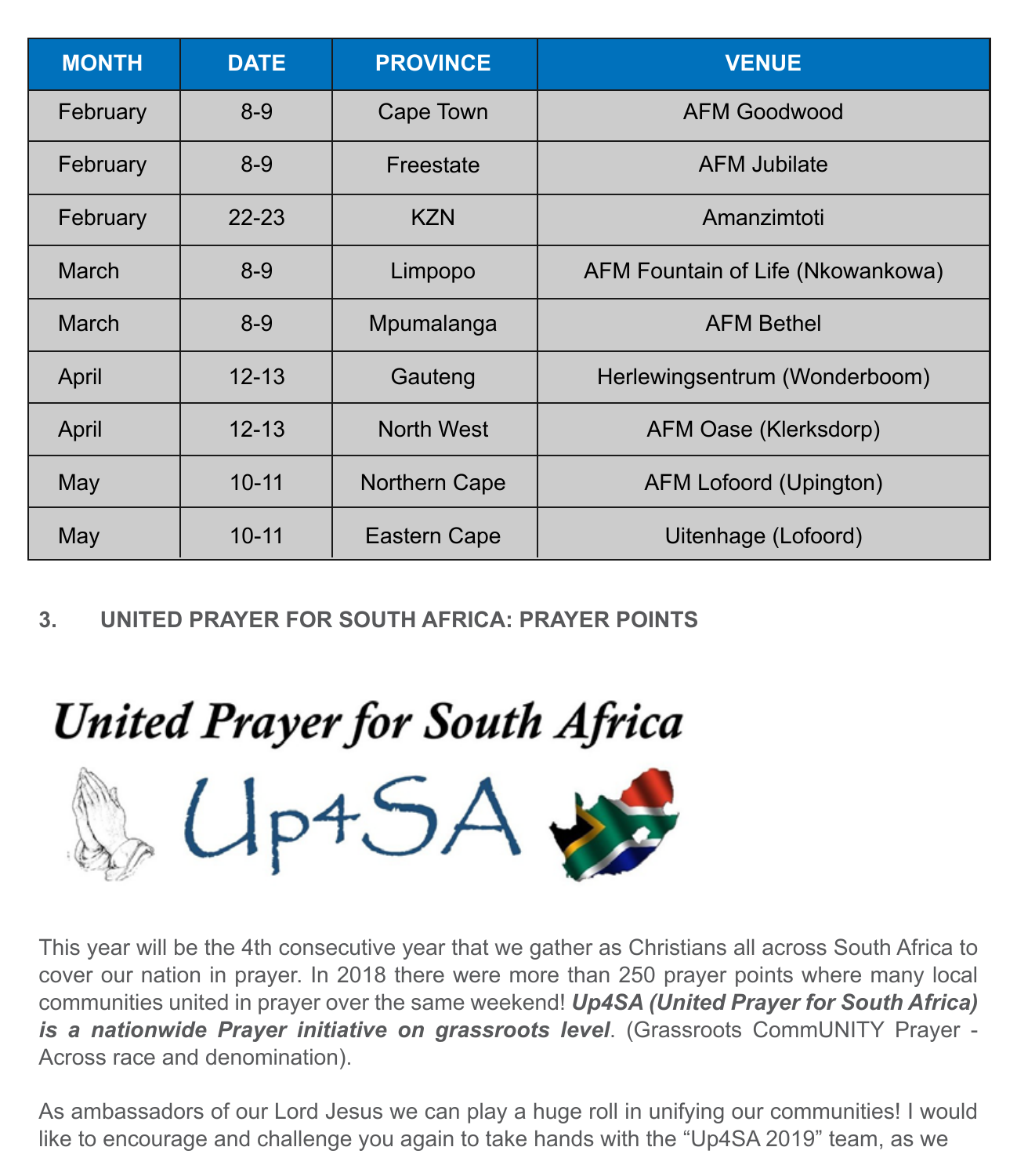| MONTH | DATE | PROVINCE | VENUE |
| --- | --- | --- | --- |
| February | 8-9 | Cape Town | AFM Goodwood |
| February | 8-9 | Freestate | AFM Jubilate |
| February | 22-23 | KZN | Amanzimtoti |
| March | 8-9 | Limpopo | AFM Fountain of Life (Nkowankowa) |
| March | 8-9 | Mpumalanga | AFM Bethel |
| April | 12-13 | Gauteng | Herlewingsentrum (Wonderboom) |
| April | 12-13 | North West | AFM Oase (Klerksdorp) |
| May | 10-11 | Northern Cape | AFM Lofoord (Upington) |
| May | 10-11 | Eastern Cape | Uitenhage (Lofoord) |

## 3. UNITED PRAYER FOR SOUTH AFRICA: PRAYER POINTS

United Prayer for South Africa

Up4SA

This year will be the 4th consecutive year that we gather as Christians all across South Africa to cover our nation in prayer. In 2018 there were more than 250 prayer points where many local communities united in prayer over the same weekend! ***Up4SA (United Prayer for South Africa) is a nationwide Prayer initiative on grassroots level***. (Grassroots CommUNITY Prayer - Across race and denomination).

As ambassadors of our Lord Jesus we can play a huge roll in unifying our communities! I would like to encourage and challenge you again to take hands with the "Up4SA 2019" team, as we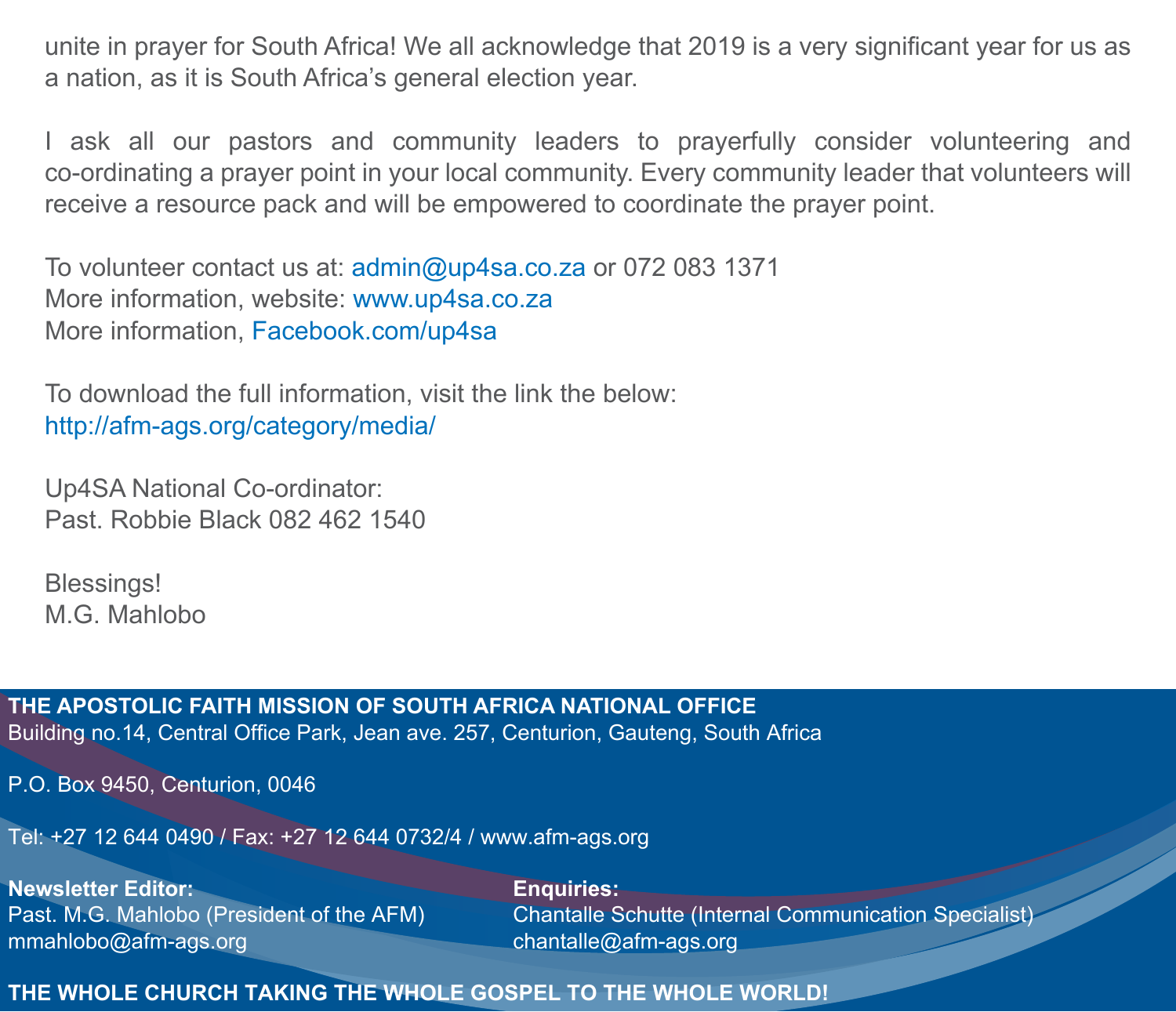unite in prayer for South Africa! We all acknowledge that 2019 is a very significant year for us as a nation, as it is South Africa's general election year.

I ask all our pastors and community leaders to prayerfully consider volunteering and co-ordinating a prayer point in your local community. Every community leader that volunteers will receive a resource pack and will be empowered to coordinate the prayer point.

To volunteer contact us at: admin@up4sa.co.za or 072 083 1371
More information, website: www.up4sa.co.za
More information, Facebook.com/up4sa

To download the full information, visit the link the below:
http://afm-ags.org/category/media/

Up4SA National Co-ordinator:
Past. Robbie Black 082 462 1540

Blessings!
M.G. Mahlobo

**THE APOSTOLIC FAITH MISSION OF SOUTH AFRICA NATIONAL OFFICE**
Building no.14, Central Office Park, Jean ave. 257, Centurion, Gauteng, South Africa

P.O. Box 9450, Centurion, 0046

Tel: +27 12 644 0490 / Fax: +27 12 644 0732/4 / www.afm-ags.org

**Newsletter Editor:**
Past. M.G. Mahlobo (President of the AFM)
mmahlobo@afm-ags.org

**Enquiries:**
Chantalle Schutte (Internal Communication Specialist)
chantalle@afm-ags.org

**THE WHOLE CHURCH TAKING THE WHOLE GOSPEL TO THE WHOLE WORLD!**